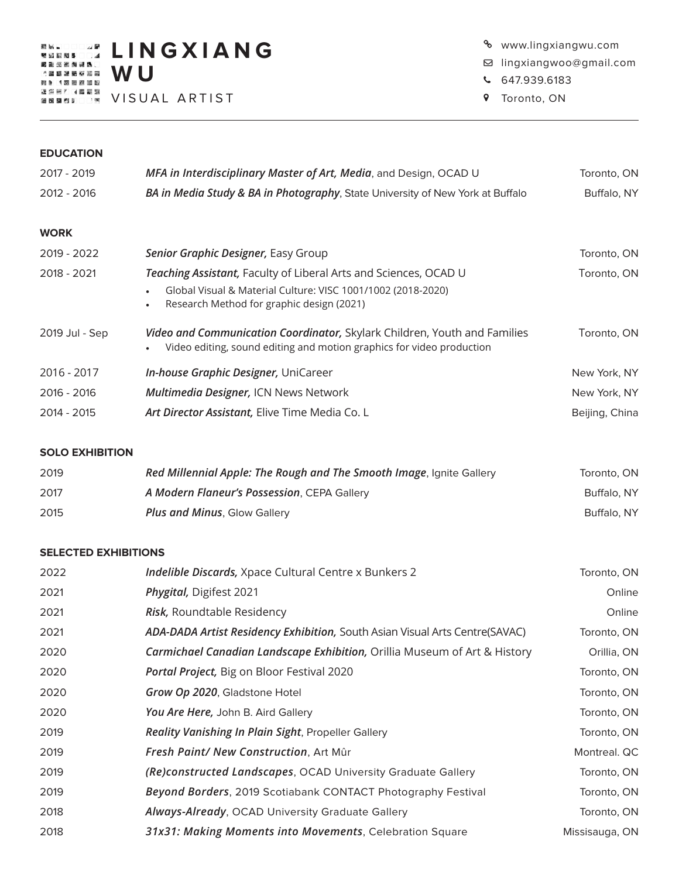// LINGXIANG WU

VISUAL ARTIST

www.lingxiangwu.com
lingxiangwoo@gmail.com
647.939.6183
Toronto, ON

## EDUCATION

| | | |
|---|---|---|
| 2017 - 2019 | ***MFA in Interdisciplinary Master of Art, Media***, and Design, OCAD U | Toronto, ON |
| 2012 - 2016 | ***BA in Media Study & BA in Photography***, State University of New York at Buffalo | Buffalo, NY |

## WORK

| | | |
|---|---|---|
| 2019 - 2022 | ***Senior Graphic Designer,*** Easy Group | Toronto, ON |
| 2018 - 2021 | ***Teaching Assistant,*** Faculty of Liberal Arts and Sciences, OCAD U<br>• Global Visual & Material Culture: VISC 1001/1002 (2018-2020)<br>• Research Method for graphic design (2021) | Toronto, ON |
| 2019 Jul - Sep | ***Video and Communication Coordinator,*** Skylark Children, Youth and Families<br>• Video editing, sound editing and motion graphics for video production | Toronto, ON |
| 2016 - 2017 | ***In-house Graphic Designer,*** UniCareer | New York, NY |
| 2016 - 2016 | ***Multimedia Designer,*** ICN News Network | New York, NY |
| 2014 - 2015 | ***Art Director Assistant,*** Elive Time Media Co. L | Beijing, China |

## SOLO EXHIBITION

| | | |
|---|---|---|
| 2019 | ***Red Millennial Apple: The Rough and The Smooth Image***, Ignite Gallery | Toronto, ON |
| 2017 | ***A Modern Flaneur's Possession***, CEPA Gallery | Buffalo, NY |
| 2015 | ***Plus and Minus***, Glow Gallery | Buffalo, NY |

## SELECTED EXHIBITIONS

| | | |
|---|---|---|
| 2022 | ***Indelible Discards,*** Xpace Cultural Centre x Bunkers 2 | Toronto, ON |
| 2021 | ***Phygital,*** Digifest 2021 | Online |
| 2021 | ***Risk,*** Roundtable Residency | Online |
| 2021 | ***ADA-DADA Artist Residency Exhibition,*** South Asian Visual Arts Centre(SAVAC) | Toronto, ON |
| 2020 | ***Carmichael Canadian Landscape Exhibition,*** Orillia Museum of Art & History | Orillia, ON |
| 2020 | ***Portal Project,*** Big on Bloor Festival 2020 | Toronto, ON |
| 2020 | ***Grow Op 2020***, Gladstone Hotel | Toronto, ON |
| 2020 | ***You Are Here,*** John B. Aird Gallery | Toronto, ON |
| 2019 | ***Reality Vanishing In Plain Sight***, Propeller Gallery | Toronto, ON |
| 2019 | ***Fresh Paint/ New Construction***, Art Mûr | Montreal. QC |
| 2019 | ***(Re)constructed Landscapes***, OCAD University Graduate Gallery | Toronto, ON |
| 2019 | ***Beyond Borders***, 2019 Scotiabank CONTACT Photography Festival | Toronto, ON |
| 2018 | ***Always-Already***, OCAD University Graduate Gallery | Toronto, ON |
| 2018 | ***31x31: Making Moments into Movements***, Celebration Square | Missisauga, ON |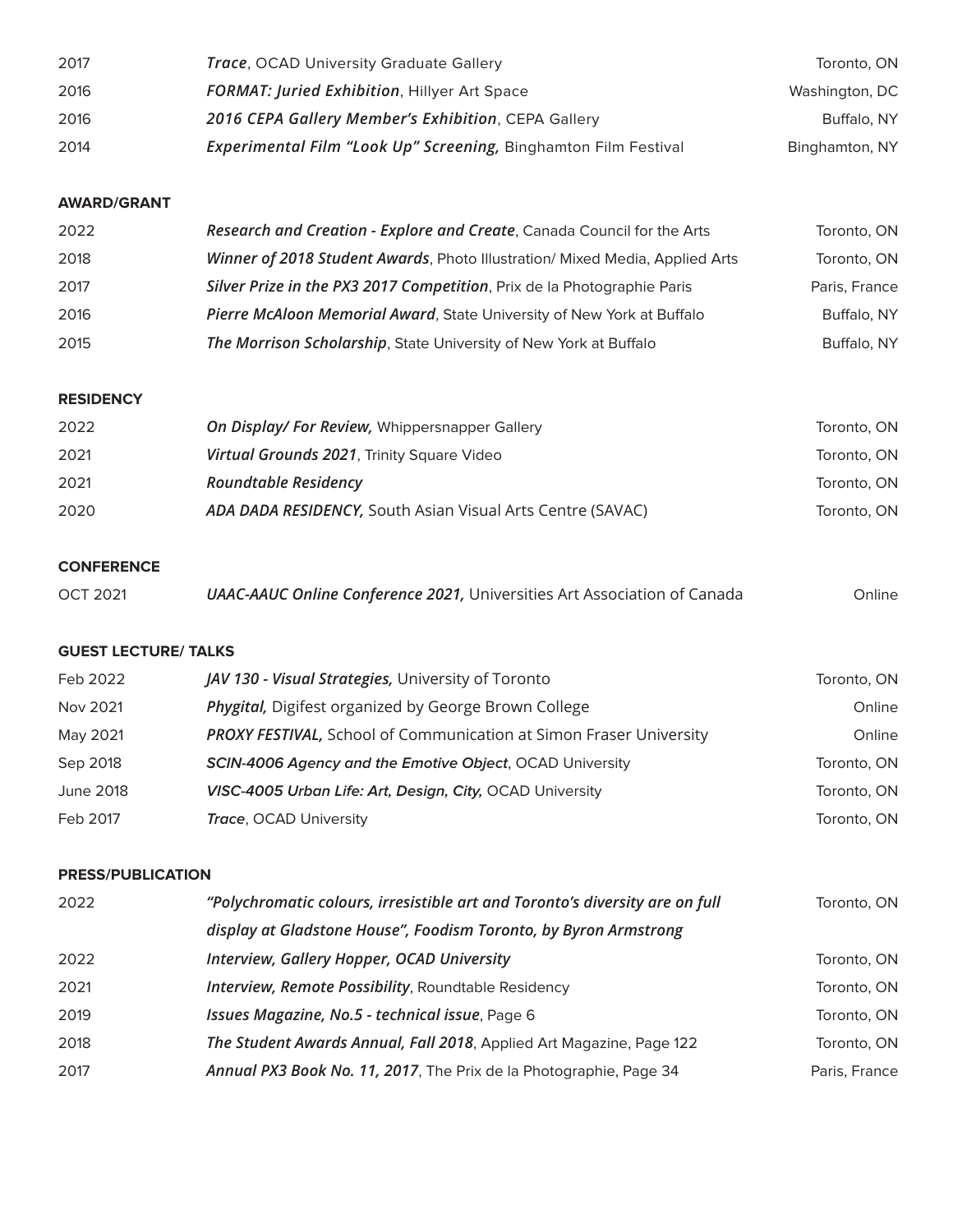| | | |
|---|---|---|
| 2017 | ***Trace***, OCAD University Graduate Gallery | Toronto, ON |
| 2016 | ***FORMAT: Juried Exhibition***, Hillyer Art Space | Washington, DC |
| 2016 | ***2016 CEPA Gallery Member's Exhibition***, CEPA Gallery | Buffalo, NY |
| 2014 | ***Experimental Film "Look Up" Screening,*** Binghamton Film Festival | Binghamton, NY |

**AWARD/GRANT**

| | | |
|---|---|---|
| 2022 | ***Research and Creation - Explore and Create***, Canada Council for the Arts | Toronto, ON |
| 2018 | ***Winner of 2018 Student Awards***, Photo Illustration/ Mixed Media, Applied Arts | Toronto, ON |
| 2017 | ***Silver Prize in the PX3 2017 Competition***, Prix de la Photographie Paris | Paris, France |
| 2016 | ***Pierre McAloon Memorial Award***, State University of New York at Buffalo | Buffalo, NY |
| 2015 | ***The Morrison Scholarship***, State University of New York at Buffalo | Buffalo, NY |

**RESIDENCY**

| | | |
|---|---|---|
| 2022 | ***On Display/ For Review,*** Whippersnapper Gallery | Toronto, ON |
| 2021 | ***Virtual Grounds 2021***, Trinity Square Video | Toronto, ON |
| 2021 | ***Roundtable Residency*** | Toronto, ON |
| 2020 | ***ADA DADA RESIDENCY,*** South Asian Visual Arts Centre (SAVAC) | Toronto, ON |

**CONFERENCE**

| | | |
|---|---|---|
| OCT 2021 | ***UAAC-AAUC Online Conference 2021,*** Universities Art Association of Canada | Online |

**GUEST LECTURE/ TALKS**

| | | |
|---|---|---|
| Feb 2022 | ***JAV 130 - Visual Strategies,*** University of Toronto | Toronto, ON |
| Nov 2021 | ***Phygital,*** Digifest organized by George Brown College | Online |
| May 2021 | ***PROXY FESTIVAL,*** School of Communication at Simon Fraser University | Online |
| Sep 2018 | ***SCIN-4006 Agency and the Emotive Object***, OCAD University | Toronto, ON |
| June 2018 | ***VISC-4005 Urban Life: Art, Design, City,*** OCAD University | Toronto, ON |
| Feb 2017 | ***Trace***, OCAD University | Toronto, ON |

**PRESS/PUBLICATION**

| | | |
|---|---|---|
| 2022 | ***"Polychromatic colours, irresistible art and Toronto's diversity are on full display at Gladstone House", Foodism Toronto, by Byron Armstrong*** | Toronto, ON |
| 2022 | ***Interview, Gallery Hopper, OCAD University*** | Toronto, ON |
| 2021 | ***Interview, Remote Possibility***, Roundtable Residency | Toronto, ON |
| 2019 | ***Issues Magazine, No.5 - technical issue***, Page 6 | Toronto, ON |
| 2018 | ***The Student Awards Annual, Fall 2018***, Applied Art Magazine, Page 122 | Toronto, ON |
| 2017 | ***Annual PX3 Book No. 11, 2017***, The Prix de la Photographie, Page 34 | Paris, France |